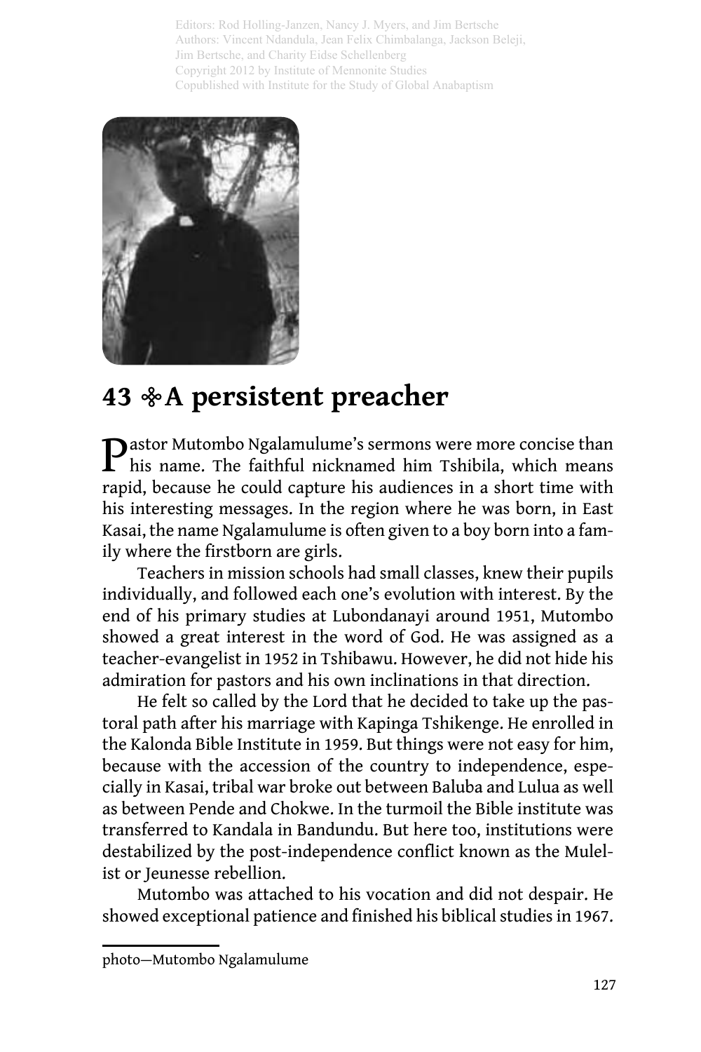Editors: Rod Holling-Janzen, Nancy J. Myers, and Jim Bertsche
Authors: Vincent Ndandula, Jean Felix Chimbalanga, Jackson Beleji, Jim Bertsche, and Charity Eidse Schellenberg
Copyright 2012 by Institute of Mennonite Studies
Copublished with Institute for the Study of Global Anabaptism

# 43 ❧ A persistent preacher

Pastor Mutombo Ngalamulume's sermons were more concise than his name. The faithful nicknamed him Tshibila, which means rapid, because he could capture his audiences in a short time with his interesting messages. In the region where he was born, in East Kasai, the name Ngalamulume is often given to a boy born into a family where the firstborn are girls.

Teachers in mission schools had small classes, knew their pupils individually, and followed each one's evolution with interest. By the end of his primary studies at Lubondanayi around 1951, Mutombo showed a great interest in the word of God. He was assigned as a teacher-evangelist in 1952 in Tshibawu. However, he did not hide his admiration for pastors and his own inclinations in that direction.

He felt so called by the Lord that he decided to take up the pastoral path after his marriage with Kapinga Tshikenge. He enrolled in the Kalonda Bible Institute in 1959. But things were not easy for him, because with the accession of the country to independence, especially in Kasai, tribal war broke out between Baluba and Lulua as well as between Pende and Chokwe. In the turmoil the Bible institute was transferred to Kandala in Bandundu. But here too, institutions were destabilized by the post-independence conflict known as the Mulelist or Jeunesse rebellion.

Mutombo was attached to his vocation and did not despair. He showed exceptional patience and finished his biblical studies in 1967.

photo—Mutombo Ngalamulume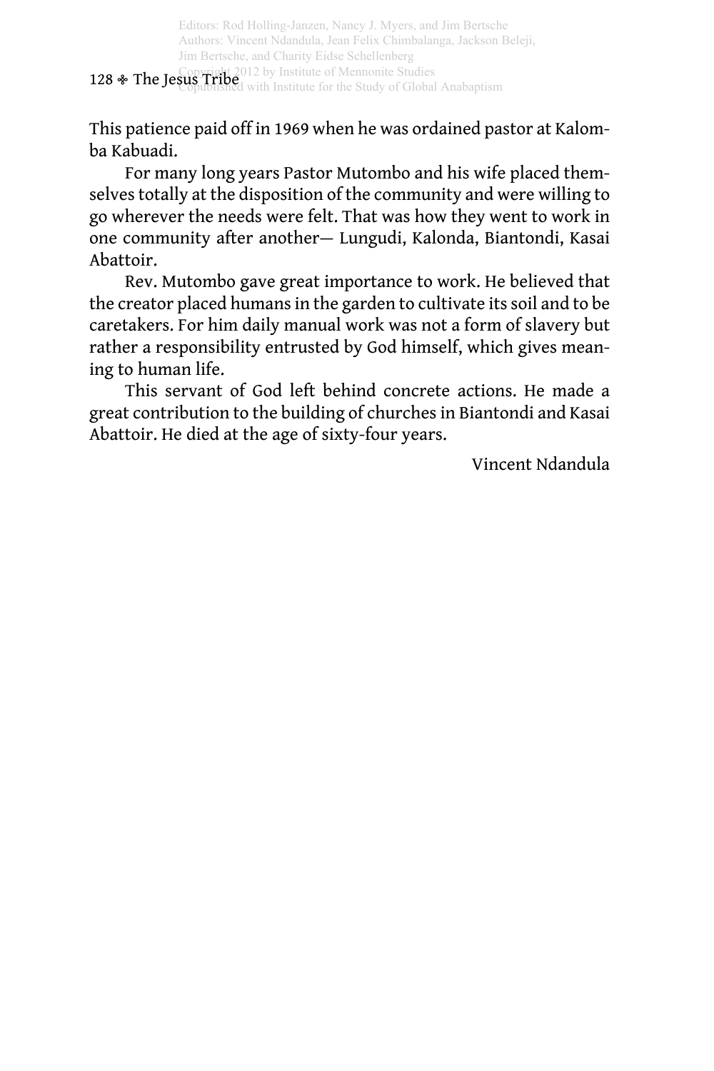This patience paid off in 1969 when he was ordained pastor at Kalomba Kabuadi.

For many long years Pastor Mutombo and his wife placed themselves totally at the disposition of the community and were willing to go wherever the needs were felt. That was how they went to work in one community after another— Lungudi, Kalonda, Biantondi, Kasai Abattoir.

Rev. Mutombo gave great importance to work. He believed that the creator placed humans in the garden to cultivate its soil and to be caretakers. For him daily manual work was not a form of slavery but rather a responsibility entrusted by God himself, which gives meaning to human life.

This servant of God left behind concrete actions. He made a great contribution to the building of churches in Biantondi and Kasai Abattoir. He died at the age of sixty-four years.

Vincent Ndandula